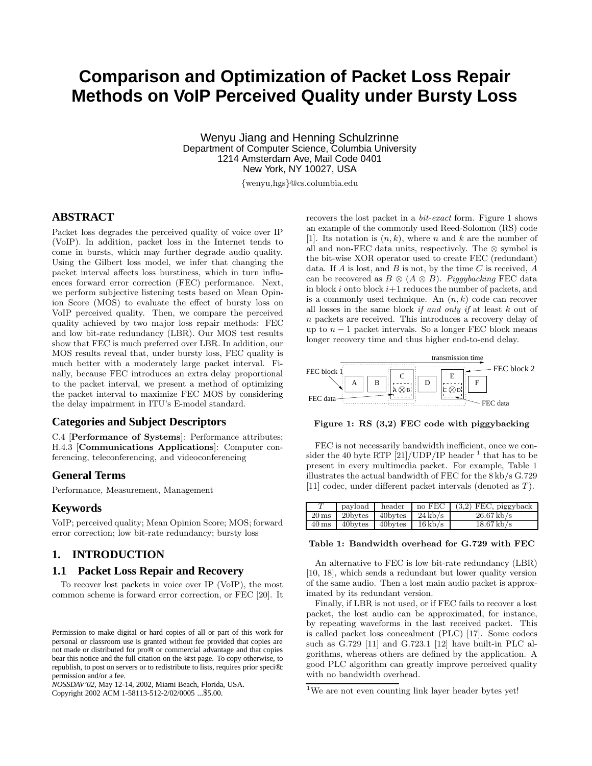# Comparison and Optimization of Packet Loss Repair Methods on VoIP Perceived Quality under Bursty Loss

Wenyu Jiang and Henning Schulzrinne
Department of Computer Science, Columbia University
1214 Amsterdam Ave, Mail Code 0401
New York, NY 10027, USA

{wenyu,hgs}@cs.columbia.edu

## ABSTRACT

Packet loss degrades the perceived quality of voice over IP (VoIP). In addition, packet loss in the Internet tends to come in bursts, which may further degrade audio quality. Using the Gilbert loss model, we infer that changing the packet interval affects loss burstiness, which in turn influences forward error correction (FEC) performance. Next, we perform subjective listening tests based on Mean Opinion Score (MOS) to evaluate the effect of bursty loss on VoIP perceived quality. Then, we compare the perceived quality achieved by two major loss repair methods: FEC and low bit-rate redundancy (LBR). Our MOS test results show that FEC is much preferred over LBR. In addition, our MOS results reveal that, under bursty loss, FEC quality is much better with a moderately large packet interval. Finally, because FEC introduces an extra delay proportional to the packet interval, we present a method of optimizing the packet interval to maximize FEC MOS by considering the delay impairment in ITU's E-model standard.

## Categories and Subject Descriptors

C.4 [**Performance of Systems**]: Performance attributes; H.4.3 [**Communications Applications**]: Computer conferencing, teleconferencing, and videoconferencing

## General Terms

Performance, Measurement, Management

## Keywords

VoIP; perceived quality; Mean Opinion Score; MOS; forward error correction; low bit-rate redundancy; bursty loss

## 1. INTRODUCTION

### 1.1 Packet Loss Repair and Recovery

To recover lost packets in voice over IP (VoIP), the most common scheme is forward error correction, or FEC [20]. It recovers the lost packet in a *bit-exact* form. Figure 1 shows an example of the commonly used Reed-Solomon (RS) code [1]. Its notation is $(n, k)$, where $n$ and $k$ are the number of all and non-FEC data units, respectively. The $\otimes$ symbol is the bit-wise XOR operator used to create FEC (redundant) data. If $A$ is lost, and $B$ is not, by the time $C$ is received, $A$ can be recovered as $B \otimes (A \otimes B)$. *Piggybacking* FEC data in block $i$ onto block $i+1$ reduces the number of packets, and is a commonly used technique. An $(n, k)$ code can recover all losses in the same block *if and only if* at least $k$ out of $n$ packets are received. This introduces a recovery delay of up to $n - 1$ packet intervals. So a longer FEC block means longer recovery time and thus higher end-to-end delay.

**Figure 1: RS (3,2) FEC code with piggybacking**

FEC is not necessarily bandwidth inefficient, once we consider the 40 byte RTP [21]/UDP/IP header [1] that has to be present in every multimedia packet. For example, Table 1 illustrates the actual bandwidth of FEC for the 8 kb/s G.729 [11] codec, under different packet intervals (denoted as $T$).

| $T$ | payload | header | no FEC | (3,2) FEC, piggyback |
|---|---|---|---|---|
| 20 ms | 20bytes | 40bytes | 24 kb/s | 26.67 kb/s |
| 40 ms | 40bytes | 40bytes | 16 kb/s | 18.67 kb/s |

**Table 1: Bandwidth overhead for G.729 with FEC**

An alternative to FEC is low bit-rate redundancy (LBR) [10, 18], which sends a redundant but lower quality version of the same audio. Then a lost main audio packet is approximated by its redundant version.

Finally, if LBR is not used, or if FEC fails to recover a lost packet, the lost audio can be approximated, for instance, by repeating waveforms in the last received packet. This is called packet loss concealment (PLC) [17]. Some codecs such as G.729 [11] and G.723.1 [12] have built-in PLC algorithms, whereas others are defined by the application. A good PLC algorithm can greatly improve perceived quality with no bandwidth overhead.

[1] We are not even counting link layer header bytes yet!

Permission to make digital or hard copies of all or part of this work for personal or classroom use is granted without fee provided that copies are not made or distributed for profit or commercial advantage and that copies bear this notice and the full citation on the first page. To copy otherwise, to republish, to post on servers or to redistribute to lists, requires prior specific permission and/or a fee.
*NOSSDAV'02*, May 12-14, 2002, Miami Beach, Florida, USA.
Copyright 2002 ACM 1-58113-512-2/02/0005 ...$5.00.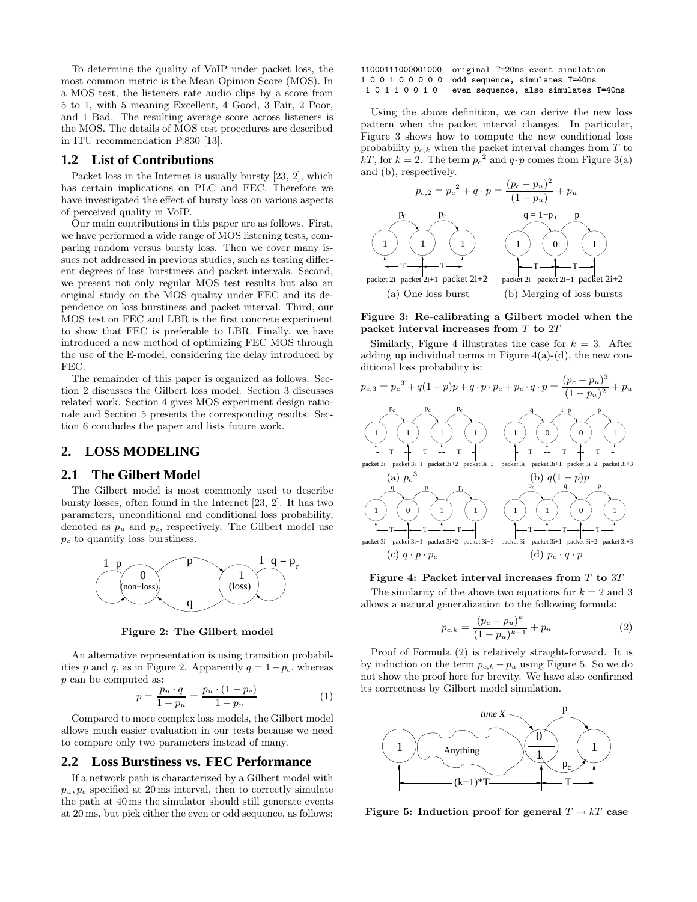To determine the quality of VoIP under packet loss, the most common metric is the Mean Opinion Score (MOS). In a MOS test, the listeners rate audio clips by a score from 5 to 1, with 5 meaning Excellent, 4 Good, 3 Fair, 2 Poor, and 1 Bad. The resulting average score across listeners is the MOS. The details of MOS test procedures are described in ITU recommendation P.830 [13].

## 1.2 List of Contributions

Packet loss in the Internet is usually bursty [23, 2], which has certain implications on PLC and FEC. Therefore we have investigated the effect of bursty loss on various aspects of perceived quality in VoIP.

Our main contributions in this paper are as follows. First, we have performed a wide range of MOS listening tests, comparing random versus bursty loss. Then we cover many issues not addressed in previous studies, such as testing different degrees of loss burstiness and packet intervals. Second, we present not only regular MOS test results but also an original study on the MOS quality under FEC and its dependence on loss burstiness and packet interval. Third, our MOS test on FEC and LBR is the first concrete experiment to show that FEC is preferable to LBR. Finally, we have introduced a new method of optimizing FEC MOS through the use of the E-model, considering the delay introduced by FEC.

The remainder of this paper is organized as follows. Section 2 discusses the Gilbert loss model. Section 3 discusses related work. Section 4 gives MOS experiment design rationale and Section 5 presents the corresponding results. Section 6 concludes the paper and lists future work.

# 2. LOSS MODELING

## 2.1 The Gilbert Model

The Gilbert model is most commonly used to describe bursty losses, often found in the Internet [23, 2]. It has two parameters, unconditional and conditional loss probability, denoted as $p_u$ and $p_c$, respectively. The Gilbert model use $p_c$ to quantify loss burstiness.

**Figure 2: The Gilbert model**

An alternative representation is using transition probabilities $p$ and $q$, as in Figure 2. Apparently $q = 1 - p_c$, whereas $p$ can be computed as:

$$p = \frac{p_u \cdot q}{1 - p_u} = \frac{p_u \cdot (1 - p_c)}{1 - p_u} \quad (1)$$

Compared to more complex loss models, the Gilbert model allows much easier evaluation in our tests because we need to compare only two parameters instead of many.

## 2.2 Loss Burstiness vs. FEC Performance

If a network path is characterized by a Gilbert model with $p_u, p_c$ specified at 20 ms interval, then to correctly simulate the path at 40 ms the simulator should still generate events at 20 ms, but pick either the even or odd sequence, as follows:

```
11000111000001000  original T=20ms event simulation
1 0 0 1 0 0 0 0 0  odd sequence, simulates T=40ms
 1 0 1 1 0 0 1 0   even sequence, also simulates T=40ms
```

Using the above definition, we can derive the new loss pattern when the packet interval changes. In particular, Figure 3 shows how to compute the new conditional loss probability $p_{c,k}$ when the packet interval changes from $T$ to $kT$, for $k = 2$. The term ${p_c}^2$ and $q \cdot p$ comes from Figure 3(a) and (b), respectively.

$$p_{c,2} = {p_c}^2 + q \cdot p = \frac{(p_c - p_u)^2}{(1 - p_u)} + p_u$$

(a) One loss burst (b) Merging of loss bursts

**Figure 3: Re-calibrating a Gilbert model when the packet interval increases from $T$ to $2T$**

Similarly, Figure 4 illustrates the case for $k = 3$. After adding up individual terms in Figure 4(a)-(d), the new conditional loss probability is:

$$p_{c,3} = {p_c}^3 + q(1-p)p + q \cdot p \cdot p_c + p_c \cdot q \cdot p = \frac{(p_c - p_u)^3}{(1 - p_u)^2} + p_u$$

(a) ${p_c}^3$ (b) $q(1-p)p$ (c) $q \cdot p \cdot p_c$ (d) $p_c \cdot q \cdot p$

**Figure 4: Packet interval increases from $T$ to $3T$**

The similarity of the above two equations for $k = 2$ and 3 allows a natural generalization to the following formula:

$$p_{c,k} = \frac{(p_c - p_u)^k}{(1 - p_u)^{k-1}} + p_u \quad (2)$$

Proof of Formula (2) is relatively straight-forward. It is by induction on the term $p_{c,k} - p_u$ using Figure 5. So we do not show the proof here for brevity. We have also confirmed its correctness by Gilbert model simulation.

**Figure 5: Induction proof for general $T \rightarrow kT$ case**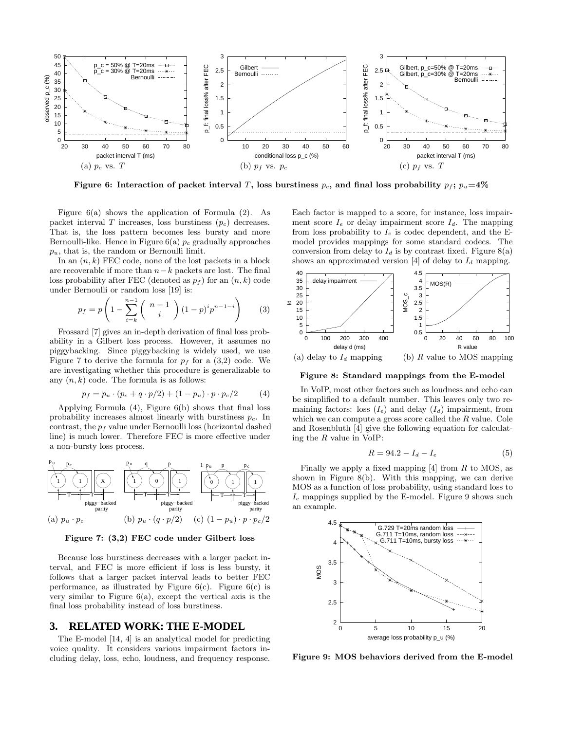Figure 6: Interaction of packet interval $T$, loss burstiness $p_c$, and final loss probability $p_f$; $p_u$=4%

(a) $p_c$ vs. $T$ (b) $p_f$ vs. $p_c$ (c) $p_f$ vs. $T$

Figure 6(a) shows the application of Formula (2). As packet interval $T$ increases, loss burstiness ($p_c$) decreases. That is, the loss pattern becomes less bursty and more Bernoulli-like. Hence in Figure 6(a) $p_c$ gradually approaches $p_u$, that is, the random or Bernoulli limit.

In an $(n, k)$ FEC code, none of the lost packets in a block are recoverable if more than $n-k$ packets are lost. The final loss probability after FEC (denoted as $p_f$) for an $(n, k)$ code under Bernoulli or random loss [19] is:

$$p_f = p\left(1 - \sum_{i=k}^{n-1} \binom{n-1}{i} (1-p)^i p^{n-1-i}\right) \qquad (3)$$

Frossard [7] gives an in-depth derivation of final loss probability in a Gilbert loss process. However, it assumes no piggybacking. Since piggybacking is widely used, we use Figure 7 to derive the formula for $p_f$ for a (3,2) code. We are investigating whether this procedure is generalizable to any $(n, k)$ code. The formula is as follows:

$$p_f = p_u \cdot (p_c + q \cdot p/2) + (1-p_u) \cdot p \cdot p_c/2 \qquad (4)$$

Applying Formula (4), Figure 6(b) shows that final loss probability increases almost linearly with burstiness $p_c$. In contrast, the $p_f$ value under Bernoulli loss (horizontal dashed line) is much lower. Therefore FEC is more effective under a non-bursty loss process.

(a) $p_u \cdot p_c$ (b) $p_u \cdot (q \cdot p/2)$ (c) $(1-p_u) \cdot p \cdot p_c/2$

Figure 7: (3,2) FEC code under Gilbert loss

Because loss burstiness decreases with a larger packet interval, and FEC is more efficient if loss is less bursty, it follows that a larger packet interval leads to better FEC performance, as illustrated by Figure 6(c). Figure 6(c) is very similar to Figure 6(a), except the vertical axis is the final loss probability instead of loss burstiness.

## 3. RELATED WORK: THE E-MODEL

The E-model [14, 4] is an analytical model for predicting voice quality. It considers various impairment factors including delay, loss, echo, loudness, and frequency response. Each factor is mapped to a score, for instance, loss impairment score $I_e$ or delay impairment score $I_d$. The mapping from loss probability to $I_e$ is codec dependent, and the E-model provides mappings for some standard codecs. The conversion from delay to $I_d$ is by contrast fixed. Figure 8(a) shows an approximated version [4] of delay to $I_d$ mapping.

(a) delay to $I_d$ mapping (b) $R$ value to MOS mapping

Figure 8: Standard mappings from the E-model

In VoIP, most other factors such as loudness and echo can be simplified to a default number. This leaves only two remaining factors: loss ($I_e$) and delay ($I_d$) impairment, from which we can compute a gross score called the $R$ value. Cole and Rosenbluth [4] give the following equation for calculating the $R$ value in VoIP:

$$R = 94.2 - I_d - I_e \qquad (5)$$

Finally we apply a fixed mapping [4] from $R$ to MOS, as shown in Figure 8(b). With this mapping, we can derive MOS as a function of loss probability, using standard loss to $I_e$ mappings supplied by the E-model. Figure 9 shows such an example.

Figure 9: MOS behaviors derived from the E-model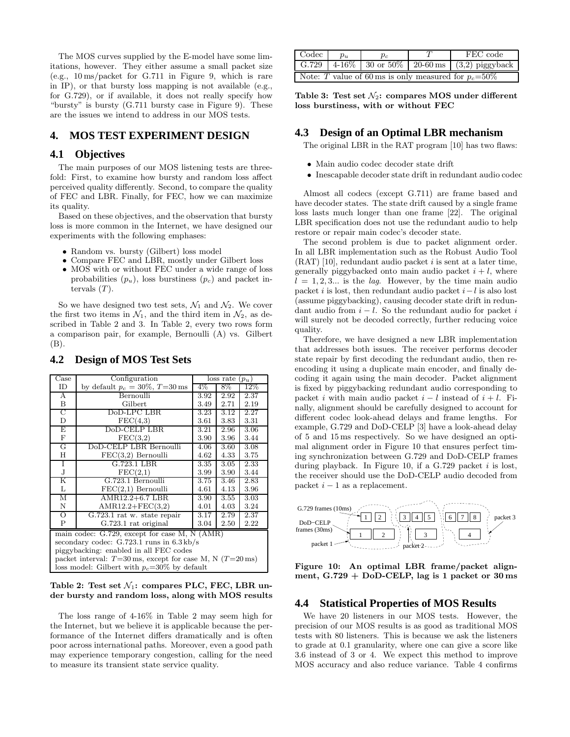The MOS curves supplied by the E-model have some limitations, however. They either assume a small packet size (e.g., 10 ms/packet for G.711 in Figure 9, which is rare in IP), or that bursty loss mapping is not available (e.g., for G.729), or if available, it does not really specify how "bursty" is bursty (G.711 bursty case in Figure 9). These are the issues we intend to address in our MOS tests.

## 4. MOS TEST EXPERIMENT DESIGN

### 4.1 Objectives

The main purposes of our MOS listening tests are threefold: First, to examine how bursty and random loss affect perceived quality differently. Second, to compare the quality of FEC and LBR. Finally, for FEC, how we can maximize its quality.

Based on these objectives, and the observation that bursty loss is more common in the Internet, we have designed our experiments with the following emphases:

- Random vs. bursty (Gilbert) loss model
- Compare FEC and LBR, mostly under Gilbert loss
- MOS with or without FEC under a wide range of loss probabilities ($p_u$), loss burstiness ($p_c$) and packet intervals ($T$).

So we have designed two test sets, $\mathcal{N}_1$ and $\mathcal{N}_2$. We cover the first two items in $\mathcal{N}_1$, and the third item in $\mathcal{N}_2$, as described in Table 2 and 3. In Table 2, every two rows form a comparison pair, for example, Bernoulli (A) vs. Gilbert (B).

### 4.2 Design of MOS Test Sets

| Case ID | Configuration by default $p_c$ = 30%, $T$=30 ms | loss rate ($p_u$) 4% | 8% | 12% |
|---|---|---|---|---|
| A | Bernoulli | 3.92 | 2.92 | 2.37 |
| B | Gilbert | 3.49 | 2.71 | 2.19 |
| C | DoD-LPC LBR | 3.23 | 3.12 | 2.27 |
| D | FEC(4,3) | 3.61 | 3.83 | 3.31 |
| E | DoD-CELP LBR | 3.21 | 2.96 | 3.06 |
| F | FEC(3,2) | 3.90 | 3.96 | 3.44 |
| G | DoD-CELP LBR Bernoulli | 4.06 | 3.60 | 3.08 |
| H | FEC(3,2) Bernoulli | 4.62 | 4.33 | 3.75 |
| I | G.723.1 LBR | 3.35 | 3.05 | 2.33 |
| J | FEC(2,1) | 3.99 | 3.90 | 3.44 |
| K | G.723.1 Bernoulli | 3.75 | 3.46 | 2.83 |
| L | FEC(2,1) Bernoulli | 4.61 | 4.13 | 3.96 |
| M | AMR12.2+6.7 LBR | 3.90 | 3.55 | 3.03 |
| N | AMR12.2+FEC(3,2) | 4.01 | 4.03 | 3.24 |
| O | G.723.1 rat w. state repair | 3.17 | 2.79 | 2.37 |
| P | G.723.1 rat original | 3.04 | 2.50 | 2.22 |

main codec: G.729, except for case M, N (AMR)
secondary codec: G.723.1 runs in 6.3 kb/s
piggybacking: enabled in all FEC codes
packet interval: $T$=30 ms, except for case M, N ($T$=20 ms)
loss model: Gilbert with $p_c$=30% by default

**Table 2: Test set $\mathcal{N}_1$: compares PLC, FEC, LBR under bursty and random loss, along with MOS results**

The loss range of 4-16% in Table 2 may seem high for the Internet, but we believe it is applicable because the performance of the Internet differs dramatically and is often poor across international paths. Moreover, even a good path may experience temporary congestion, calling for the need to measure its transient state service quality.

| Codec | $p_u$ | $p_c$ | $T$ | FEC code |
|---|---|---|---|---|
| G.729 | 4-16% | 30 or 50% | 20-60 ms | (3,2) piggyback |

Note: $T$ value of 60 ms is only measured for $p_c$=50%

**Table 3: Test set $\mathcal{N}_2$: compares MOS under different loss burstiness, with or without FEC**

### 4.3 Design of an Optimal LBR mechanism

The original LBR in the RAT program [10] has two flaws:

- Main audio codec decoder state drift
- Inescapable decoder state drift in redundant audio codec

Almost all codecs (except G.711) are frame based and have decoder states. The state drift caused by a single frame loss lasts much longer than one frame [22]. The original LBR specification does not use the redundant audio to help restore or repair main codec's decoder state.

The second problem is due to packet alignment order. In all LBR implementation such as the Robust Audio Tool (RAT) [10], redundant audio packet $i$ is sent at a later time, generally piggybacked onto main audio packet $i + l$, where $l = 1, 2, 3...$ is the *lag*. However, by the time main audio packet $i$ is lost, then redundant audio packet $i - l$ is also lost (assume piggybacking), causing decoder state drift in redundant audio from $i - l$. So the redundant audio for packet $i$ will surely not be decoded correctly, further reducing voice quality.

Therefore, we have designed a new LBR implementation that addresses both issues. The receiver performs decoder state repair by first decoding the redundant audio, then reencoding it using a duplicate main encoder, and finally decoding it again using the main decoder. Packet alignment is fixed by piggybacking redundant audio corresponding to packet $i$ with main audio packet $i - l$ instead of $i + l$. Finally, alignment should be carefully designed to account for different codec look-ahead delays and frame lengths. For example, G.729 and DoD-CELP [3] have a look-ahead delay of 5 and 15 ms respectively. So we have designed an optimal alignment order in Figure 10 that ensures perfect timing synchronization between G.729 and DoD-CELP frames during playback. In Figure 10, if a G.729 packet $i$ is lost, the receiver should use the DoD-CELP audio decoded from packet $i - 1$ as a replacement.

G.729 frames (10ms) | DoD−CELP frames (30ms) | packet 1 | packet 2 | packet 3

**Figure 10: An optimal LBR frame/packet alignment, G.729 + DoD-CELP, lag is 1 packet or 30 ms**

### 4.4 Statistical Properties of MOS Results

We have 20 listeners in our MOS tests. However, the precision of our MOS results is as good as traditional MOS tests with 80 listeners. This is because we ask the listeners to grade at 0.1 granularity, where one can give a score like 3.6 instead of 3 or 4. We expect this method to improve MOS accuracy and also reduce variance. Table 4 confirms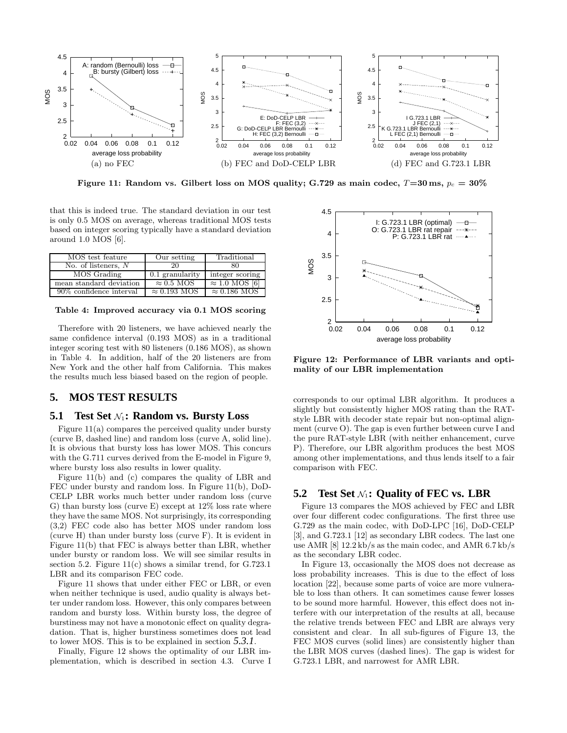(a) no FEC (b) FEC and DoD-CELP LBR (d) FEC and G.723.1 LBR

**Figure 11: Random vs. Gilbert loss on MOS quality; G.729 as main codec, $T$=30 ms, $p_c$ = 30%**

that this is indeed true. The standard deviation in our test is only 0.5 MOS on average, whereas traditional MOS tests based on integer scoring typically have a standard deviation around 1.0 MOS [6].

| MOS test feature | Our setting | Traditional |
|---|---|---|
| No. of listeners, $N$ | 20 | 80 |
| MOS Grading | 0.1 granularity | integer scoring |
| mean standard deviation | ≈ 0.5 MOS | ≈ 1.0 MOS [6] |
| 90% confidence interval | ≈ 0.193 MOS | ≈ 0.186 MOS |

**Table 4: Improved accuracy via 0.1 MOS scoring**

Therefore with 20 listeners, we have achieved nearly the same confidence interval (0.193 MOS) as in a traditional integer scoring test with 80 listeners (0.186 MOS), as shown in Table 4. In addition, half of the 20 listeners are from New York and the other half from California. This makes the results much less biased based on the region of people.

# 5. MOS TEST RESULTS

## 5.1 Test Set $\mathcal{N}_1$: Random vs. Bursty Loss

Figure 11(a) compares the perceived quality under bursty (curve B, dashed line) and random loss (curve A, solid line). It is obvious that bursty loss has lower MOS. This concurs with the G.711 curves derived from the E-model in Figure 9, where bursty loss also results in lower quality.

Figure 11(b) and (c) compares the quality of LBR and FEC under bursty and random loss. In Figure 11(b), DoD-CELP LBR works much better under random loss (curve G) than bursty loss (curve E) except at 12% loss rate where they have the same MOS. Not surprisingly, its corresponding (3,2) FEC code also has better MOS under random loss (curve H) than under bursty loss (curve F). It is evident in Figure 11(b) that FEC is always better than LBR, whether under bursty or random loss. We will see similar results in section 5.2. Figure 11(c) shows a similar trend, for G.723.1 LBR and its comparison FEC code.

Figure 11 shows that under either FEC or LBR, or even when neither technique is used, audio quality is always better under random loss. However, this only compares between random and bursty loss. Within bursty loss, the degree of burstiness may not have a monotonic effect on quality degradation. That is, higher burstiness sometimes does not lead to lower MOS. This is to be explained in section *5.3.1*.

Finally, Figure 12 shows the optimality of our LBR implementation, which is described in section 4.3. Curve I corresponds to our optimal LBR algorithm. It produces a slightly but consistently higher MOS rating than the RAT-style LBR with decoder state repair but non-optimal alignment (curve O). The gap is even further between curve I and the pure RAT-style LBR (with neither enhancement, curve P). Therefore, our LBR algorithm produces the best MOS among other implementations, and thus lends itself to a fair comparison with FEC.

**Figure 12: Performance of LBR variants and optimality of our LBR implementation**

## 5.2 Test Set $\mathcal{N}_1$: Quality of FEC vs. LBR

Figure 13 compares the MOS achieved by FEC and LBR over four different codec configurations. The first three use G.729 as the main codec, with DoD-LPC [16], DoD-CELP [3], and G.723.1 [12] as secondary LBR codecs. The last one use AMR [8] 12.2 kb/s as the main codec, and AMR 6.7 kb/s as the secondary LBR codec.

In Figure 13, occasionally the MOS does not decrease as loss probability increases. This is due to the effect of loss location [22], because some parts of voice are more vulnerable to loss than others. It can sometimes cause fewer losses to be sound more harmful. However, this effect does not interfere with our interpretation of the results at all, because the relative trends between FEC and LBR are always very consistent and clear. In all sub-figures of Figure 13, the FEC MOS curves (solid lines) are consistently higher than the LBR MOS curves (dashed lines). The gap is widest for G.723.1 LBR, and narrowest for AMR LBR.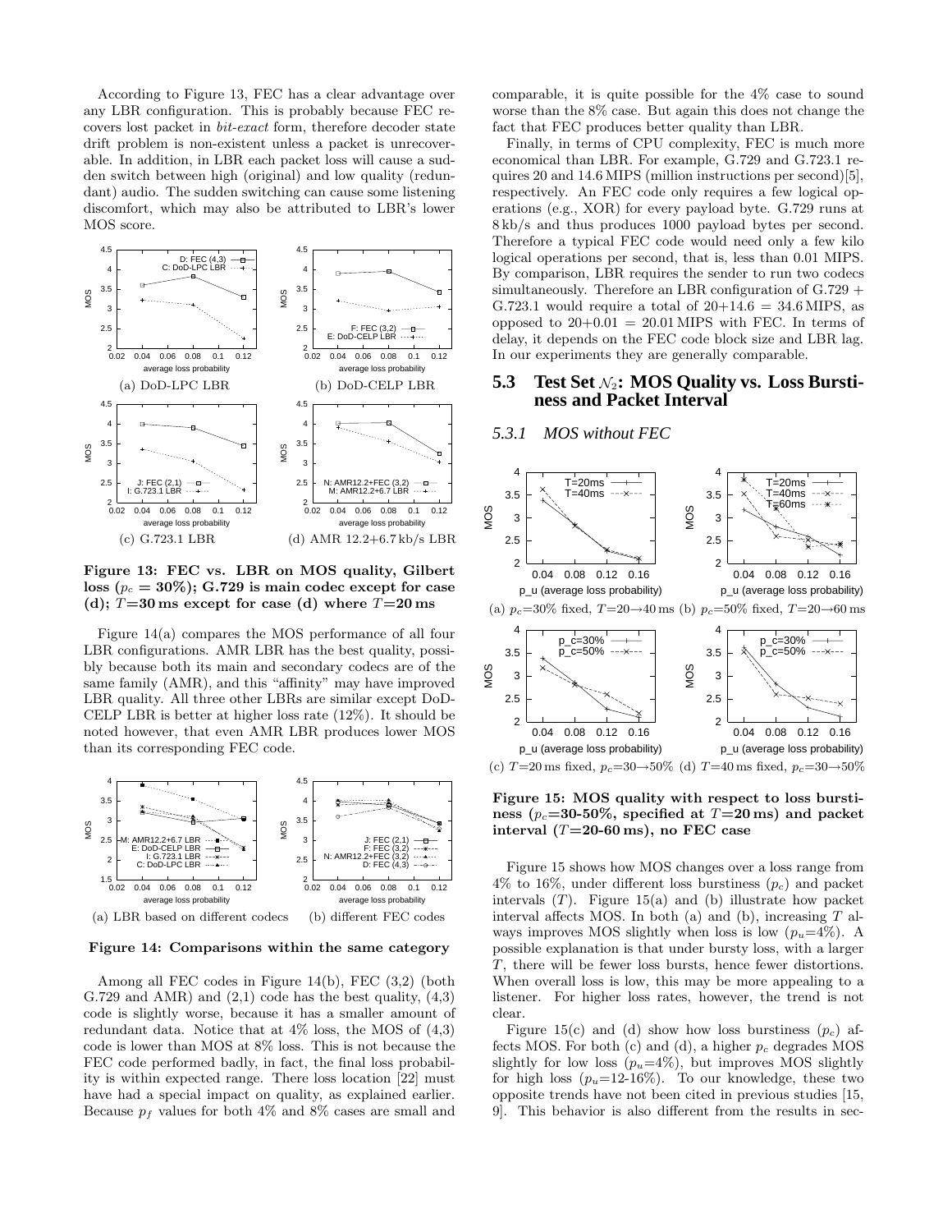According to Figure 13, FEC has a clear advantage over any LBR configuration. This is probably because FEC recovers lost packet in *bit-exact* form, therefore decoder state drift problem is non-existent unless a packet is unrecoverable. In addition, in LBR each packet loss will cause a sudden switch between high (original) and low quality (redundant) audio. The sudden switching can cause some listening discomfort, which may also be attributed to LBR's lower MOS score.

(a) DoD-LPC LBR (b) DoD-CELP LBR

(c) G.723.1 LBR (d) AMR 12.2+6.7 kb/s LBR

**Figure 13: FEC vs. LBR on MOS quality, Gilbert loss ($p_c = 30\%$); G.729 is main codec except for case (d); $T$=30 ms except for case (d) where $T$=20 ms**

Figure 14(a) compares the MOS performance of all four LBR configurations. AMR LBR has the best quality, possibly because both its main and secondary codecs are of the same family (AMR), and this "affinity" may have improved LBR quality. All three other LBRs are similar except DoD-CELP LBR is better at higher loss rate (12%). It should be noted however, that even AMR LBR produces lower MOS than its corresponding FEC code.

(a) LBR based on different codecs (b) different FEC codes

**Figure 14: Comparisons within the same category**

Among all FEC codes in Figure 14(b), FEC (3,2) (both G.729 and AMR) and (2,1) code has the best quality, (4,3) code is slightly worse, because it has a smaller amount of redundant data. Notice that at 4% loss, the MOS of (4,3) code is lower than MOS at 8% loss. This is not because the FEC code performed badly, in fact, the final loss probability is within expected range. There loss location [22] must have had a special impact on quality, as explained earlier. Because $p_f$ values for both 4% and 8% cases are small and comparable, it is quite possible for the 4% case to sound worse than the 8% case. But again this does not change the fact that FEC produces better quality than LBR.

Finally, in terms of CPU complexity, FEC is much more economical than LBR. For example, G.729 and G.723.1 requires 20 and 14.6 MIPS (million instructions per second)[5], respectively. An FEC code only requires a few logical operations (e.g., XOR) for every payload byte. G.729 runs at 8 kb/s and thus produces 1000 payload bytes per second. Therefore a typical FEC code would need only a few kilo logical operations per second, that is, less than 0.01 MIPS. By comparison, LBR requires the sender to run two codecs simultaneously. Therefore an LBR configuration of G.729 + G.723.1 would require a total of $20+14.6 = 34.6$ MIPS, as opposed to $20+0.01 = 20.01$ MIPS with FEC. In terms of delay, it depends on the FEC code block size and LBR lag. In our experiments they are generally comparable.

## 5.3 Test Set $\mathcal{N}_2$: MOS Quality vs. Loss Burstiness and Packet Interval

### 5.3.1 MOS without FEC

(a) $p_c$=30% fixed, $T$=20→40 ms (b) $p_c$=50% fixed, $T$=20→60 ms

(c) $T$=20 ms fixed, $p_c$=30→50% (d) $T$=40 ms fixed, $p_c$=30→50%

**Figure 15: MOS quality with respect to loss burstiness ($p_c$=30-50%, specified at $T$=20 ms) and packet interval ($T$=20-60 ms), no FEC case**

Figure 15 shows how MOS changes over a loss range from 4% to 16%, under different loss burstiness ($p_c$) and packet intervals ($T$). Figure 15(a) and (b) illustrate how packet interval affects MOS. In both (a) and (b), increasing $T$ always improves MOS slightly when loss is low ($p_u$=4%). A possible explanation is that under bursty loss, with a larger $T$, there will be fewer loss bursts, hence fewer distortions. When overall loss is low, this may be more appealing to a listener. For higher loss rates, however, the trend is not clear.

Figure 15(c) and (d) show how loss burstiness ($p_c$) affects MOS. For both (c) and (d), a higher $p_c$ degrades MOS slightly for low loss ($p_u$=4%), but improves MOS slightly for high loss ($p_u$=12-16%). To our knowledge, these two opposite trends have not been cited in previous studies [15, 9]. This behavior is also different from the results in sec-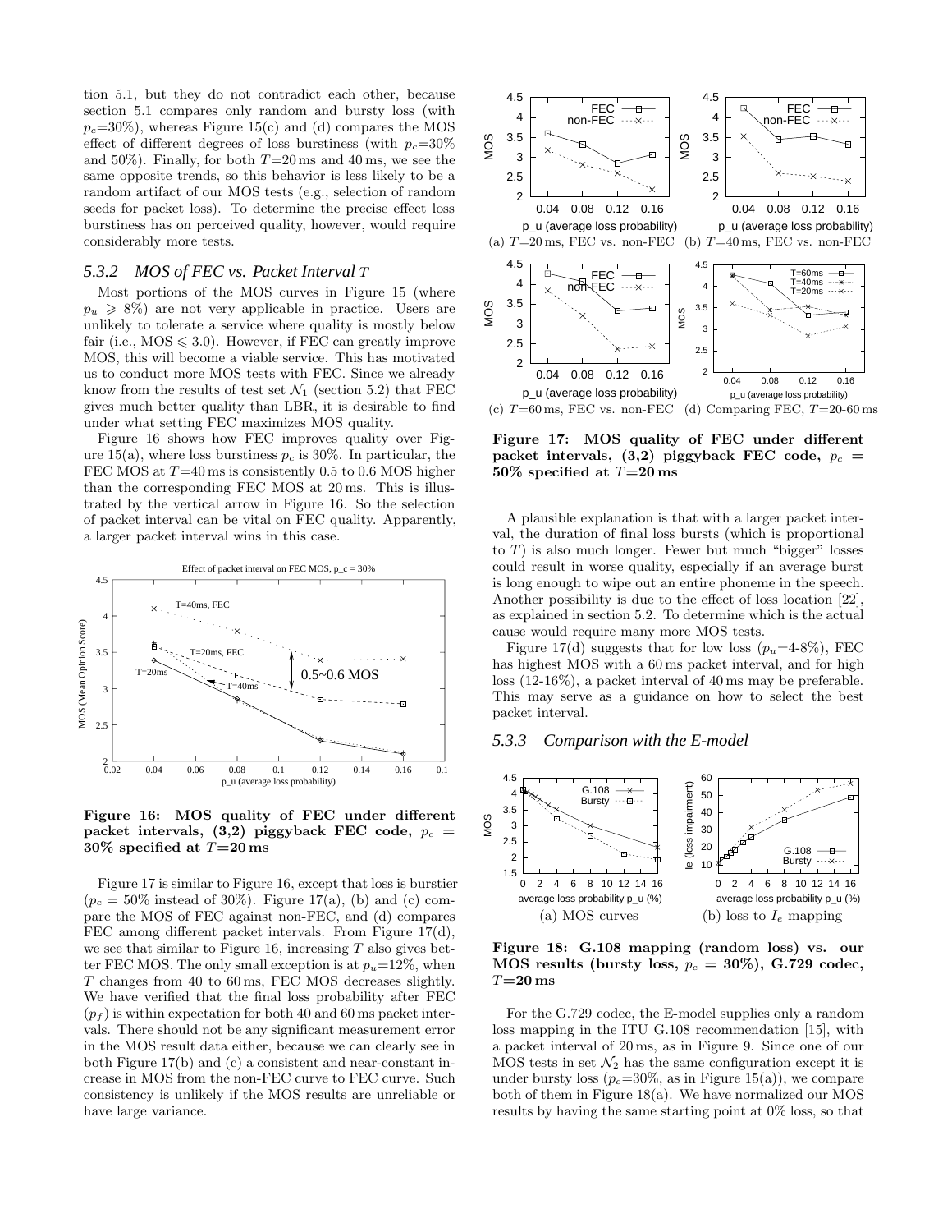tion 5.1, but they do not contradict each other, because section 5.1 compares only random and bursty loss (with $p_c$=30%), whereas Figure 15(c) and (d) compares the MOS effect of different degrees of loss burstiness (with $p_c$=30% and 50%). Finally, for both $T$=20 ms and 40 ms, we see the same opposite trends, so this behavior is less likely to be a random artifact of our MOS tests (e.g., selection of random seeds for packet loss). To determine the precise effect loss burstiness has on perceived quality, however, would require considerably more tests.

### 5.3.2 MOS of FEC vs. Packet Interval $T$

Most portions of the MOS curves in Figure 15 (where $p_u \geqslant 8\%$) are not very applicable in practice. Users are unlikely to tolerate a service where quality is mostly below fair (i.e., MOS $\leqslant$ 3.0). However, if FEC can greatly improve MOS, this will become a viable service. This has motivated us to conduct more MOS tests with FEC. Since we already know from the results of test set $\mathcal{N}_1$ (section 5.2) that FEC gives much better quality than LBR, it is desirable to find under what setting FEC maximizes MOS quality.

Figure 16 shows how FEC improves quality over Figure 15(a), where loss burstiness $p_c$ is 30%. In particular, the FEC MOS at $T$=40 ms is consistently 0.5 to 0.6 MOS higher than the corresponding FEC MOS at 20 ms. This is illustrated by the vertical arrow in Figure 16. So the selection of packet interval can be vital on FEC quality. Apparently, a larger packet interval wins in this case.

**Figure 16: MOS quality of FEC under different packet intervals, (3,2) piggyback FEC code, $p_c$ = 30% specified at $T$=20 ms**

Figure 17 is similar to Figure 16, except that loss is burstier ($p_c$ = 50% instead of 30%). Figure 17(a), (b) and (c) compare the MOS of FEC against non-FEC, and (d) compares FEC among different packet intervals. From Figure 17(d), we see that similar to Figure 16, increasing $T$ also gives better FEC MOS. The only small exception is at $p_u$=12%, when $T$ changes from 40 to 60 ms, FEC MOS decreases slightly. We have verified that the final loss probability after FEC ($p_f$) is within expectation for both 40 and 60 ms packet intervals. There should not be any significant measurement error in the MOS result data either, because we can clearly see in both Figure 17(b) and (c) a consistent and near-constant increase in MOS from the non-FEC curve to FEC curve. Such consistency is unlikely if the MOS results are unreliable or have large variance.

(a) $T$=20 ms, FEC vs. non-FEC (b) $T$=40 ms, FEC vs. non-FEC

(c) $T$=60 ms, FEC vs. non-FEC (d) Comparing FEC, $T$=20-60 ms

**Figure 17: MOS quality of FEC under different packet intervals, (3,2) piggyback FEC code, $p_c$ = 50% specified at $T$=20 ms**

A plausible explanation is that with a larger packet interval, the duration of final loss bursts (which is proportional to $T$) is also much longer. Fewer but much "bigger" losses could result in worse quality, especially if an average burst is long enough to wipe out an entire phoneme in the speech. Another possibility is due to the effect of loss location [22], as explained in section 5.2. To determine which is the actual cause would require many more MOS tests.

Figure 17(d) suggests that for low loss ($p_u$=4-8%), FEC has highest MOS with a 60 ms packet interval, and for high loss (12-16%), a packet interval of 40 ms may be preferable. This may serve as a guidance on how to select the best packet interval.

### 5.3.3 Comparison with the E-model

(a) MOS curves (b) loss to $I_e$ mapping

**Figure 18: G.108 mapping (random loss) vs. our MOS results (bursty loss, $p_c$ = 30%), G.729 codec, $T$=20 ms**

For the G.729 codec, the E-model supplies only a random loss mapping in the ITU G.108 recommendation [15], with a packet interval of 20 ms, as in Figure 9. Since one of our MOS tests in set $\mathcal{N}_2$ has the same configuration except it is under bursty loss ($p_c$=30%, as in Figure 15(a)), we compare both of them in Figure 18(a). We have normalized our MOS results by having the same starting point at 0% loss, so that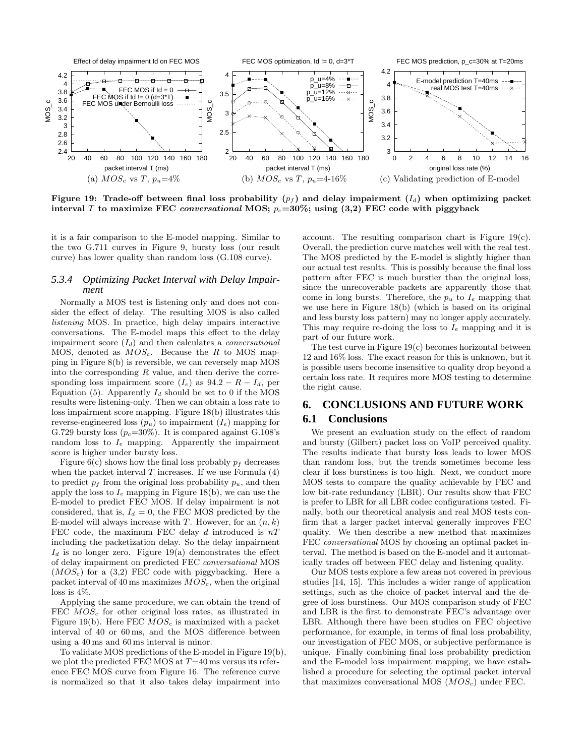(a) $MOS_c$ vs $T$, $p_u$=4%

(b) $MOS_c$ vs $T$, $p_u$=4-16%

(c) Validating prediction of E-model

**Figure 19: Trade-off between final loss probability ($p_f$) and delay impairment ($I_d$) when optimizing packet interval $T$ to maximize FEC *conversational* MOS; $p_c$=30%; using (3,2) FEC code with piggyback**

it is a fair comparison to the E-model mapping. Similar to the two G.711 curves in Figure 9, bursty loss (our result curve) has lower quality than random loss (G.108 curve).

### 5.3.4 Optimizing Packet Interval with Delay Impairment

Normally a MOS test is listening only and does not consider the effect of delay. The resulting MOS is also called *listening* MOS. In practice, high delay impairs interactive conversations. The E-model maps this effect to the delay impairment score ($I_d$) and then calculates a *conversational* MOS, denoted as $MOS_c$. Because the $R$ to MOS mapping in Figure 8(b) is reversible, we can reversely map MOS into the corresponding $R$ value, and then derive the corresponding loss impairment score ($I_e$) as $94.2 - R - I_d$, per Equation (5). Apparently $I_d$ should be set to 0 if the MOS results were listening-only. Then we can obtain a loss rate to loss impairment score mapping. Figure 18(b) illustrates this reverse-engineered loss ($p_u$) to impairment ($I_e$) mapping for G.729 bursty loss ($p_c$=30%). It is compared against G.108's random loss to $I_e$ mapping. Apparently the impairment score is higher under bursty loss.

Figure 6(c) shows how the final loss probably $p_f$ decreases when the packet interval $T$ increases. If we use Formula (4) to predict $p_f$ from the original loss probability $p_u$, and then apply the loss to $I_e$ mapping in Figure 18(b), we can use the E-model to predict FEC MOS. If delay impairment is not considered, that is, $I_d = 0$, the FEC MOS predicted by the E-model will always increase with $T$. However, for an $(n, k)$ FEC code, the maximum FEC delay $d$ introduced is $nT$ including the packetization delay. So the delay impairment $I_d$ is no longer zero. Figure 19(a) demonstrates the effect of delay impairment on predicted FEC *conversational* MOS ($MOS_c$) for a (3,2) FEC code with piggybacking. Here a packet interval of 40 ms maximizes $MOS_c$, when the original loss is 4%.

Applying the same procedure, we can obtain the trend of FEC $MOS_c$ for other original loss rates, as illustrated in Figure 19(b). Here FEC $MOS_c$ is maximized with a packet interval of 40 or 60 ms, and the MOS difference between using a 40 ms and 60 ms interval is minor.

To validate MOS predictions of the E-model in Figure 19(b), we plot the predicted FEC MOS at $T$=40 ms versus its reference FEC MOS curve from Figure 16. The reference curve is normalized so that it also takes delay impairment into account. The resulting comparison chart is Figure 19(c). Overall, the prediction curve matches well with the real test. The MOS predicted by the E-model is slightly higher than our actual test results. This is possibly because the final loss pattern after FEC is much burstier than the original loss, since the unrecoverable packets are apparently those that come in long bursts. Therefore, the $p_u$ to $I_e$ mapping that we use here in Figure 18(b) (which is based on its original and less bursty loss pattern) may no longer apply accurately. This may require re-doing the loss to $I_e$ mapping and it is part of our future work.

The test curve in Figure 19(c) becomes horizontal between 12 and 16% loss. The exact reason for this is unknown, but it is possible users become insensitive to quality drop beyond a certain loss rate. It requires more MOS testing to determine the right cause.

## 6. CONCLUSIONS AND FUTURE WORK

### 6.1 Conclusions

We present an evaluation study on the effect of random and bursty (Gilbert) packet loss on VoIP perceived quality. The results indicate that bursty loss leads to lower MOS than random loss, but the trends sometimes become less clear if loss burstiness is too high. Next, we conduct more MOS tests to compare the quality achievable by FEC and low bit-rate redundancy (LBR). Our results show that FEC is prefer to LBR for all LBR codec configurations tested. Finally, both our theoretical analysis and real MOS tests confirm that a larger packet interval generally improves FEC quality. We then describe a new method that maximizes FEC *conversational* MOS by choosing an optimal packet interval. The method is based on the E-model and it automatically trades off between FEC delay and listening quality.

Our MOS tests explore a few areas not covered in previous studies [14, 15]. This includes a wider range of application settings, such as the choice of packet interval and the degree of loss burstiness. Our MOS comparison study of FEC and LBR is the first to demonstrate FEC's advantage over LBR. Although there have been studies on FEC objective performance, for example, in terms of final loss probability, our investigation of FEC MOS, or subjective performance is unique. Finally combining final loss probability prediction and the E-model loss impairment mapping, we have established a procedure for selecting the optimal packet interval that maximizes conversational MOS ($MOS_c$) under FEC.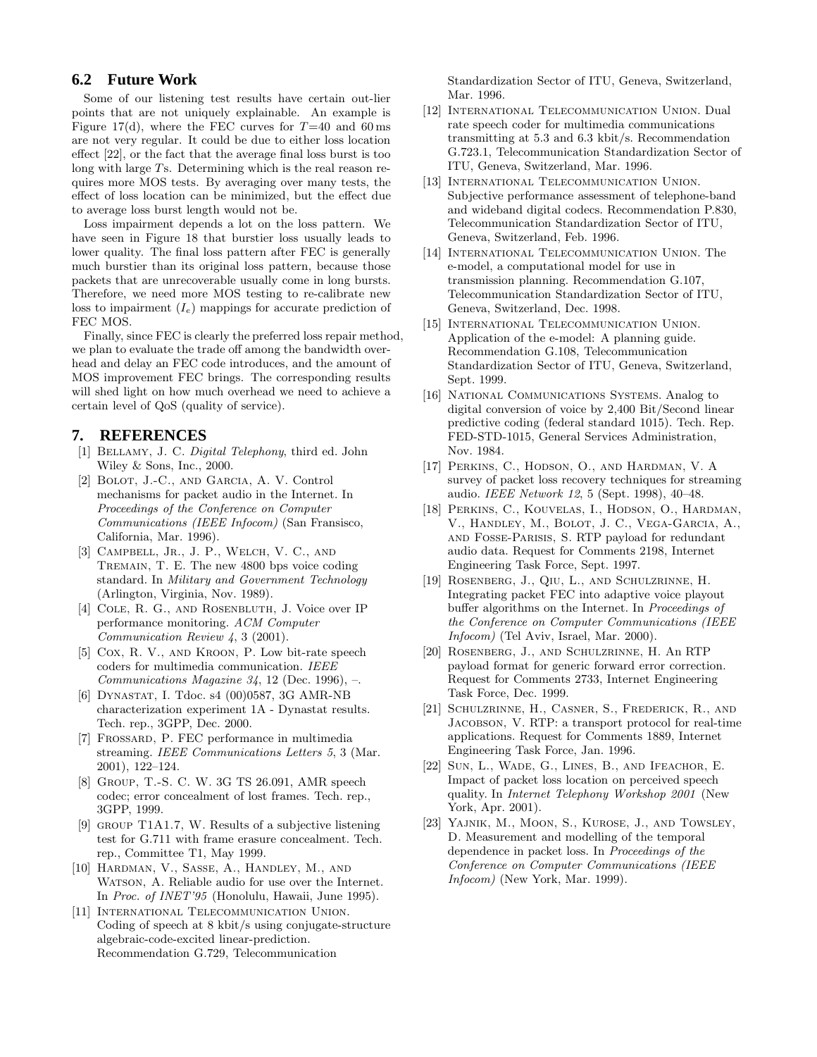## 6.2 Future Work

Some of our listening test results have certain out-lier points that are not uniquely explainable. An example is Figure 17(d), where the FEC curves for $T$=40 and 60 ms are not very regular. It could be due to either loss location effect [22], or the fact that the average final loss burst is too long with large $T$s. Determining which is the real reason requires more MOS tests. By averaging over many tests, the effect of loss location can be minimized, but the effect due to average loss burst length would not be.

Loss impairment depends a lot on the loss pattern. We have seen in Figure 18 that burstier loss usually leads to lower quality. The final loss pattern after FEC is generally much burstier than its original loss pattern, because those packets that are unrecoverable usually come in long bursts. Therefore, we need more MOS testing to re-calibrate new loss to impairment ($I_e$) mappings for accurate prediction of FEC MOS.

Finally, since FEC is clearly the preferred loss repair method, we plan to evaluate the trade off among the bandwidth overhead and delay an FEC code introduces, and the amount of MOS improvement FEC brings. The corresponding results will shed light on how much overhead we need to achieve a certain level of QoS (quality of service).

# 7. REFERENCES

[1] Bellamy, J. C. *Digital Telephony*, third ed. John Wiley & Sons, Inc., 2000.

[2] Bolot, J.-C., and Garcia, A. V. Control mechanisms for packet audio in the Internet. In *Proceedings of the Conference on Computer Communications (IEEE Infocom)* (San Fransisco, California, Mar. 1996).

[3] Campbell, Jr., J. P., Welch, V. C., and Tremain, T. E. The new 4800 bps voice coding standard. In *Military and Government Technology* (Arlington, Virginia, Nov. 1989).

[4] Cole, R. G., and Rosenbluth, J. Voice over IP performance monitoring. *ACM Computer Communication Review 4*, 3 (2001).

[5] Cox, R. V., and Kroon, P. Low bit-rate speech coders for multimedia communication. *IEEE Communications Magazine 34*, 12 (Dec. 1996), –.

[6] Dynastat, I. Tdoc. s4 (00)0587, 3G AMR-NB characterization experiment 1A - Dynastat results. Tech. rep., 3GPP, Dec. 2000.

[7] Frossard, P. FEC performance in multimedia streaming. *IEEE Communications Letters 5*, 3 (Mar. 2001), 122–124.

[8] Group, T.-S. C. W. 3G TS 26.091, AMR speech codec; error concealment of lost frames. Tech. rep., 3GPP, 1999.

[9] group T1A1.7, W. Results of a subjective listening test for G.711 with frame erasure concealment. Tech. rep., Committee T1, May 1999.

[10] Hardman, V., Sasse, A., Handley, M., and Watson, A. Reliable audio for use over the Internet. In *Proc. of INET'95* (Honolulu, Hawaii, June 1995).

[11] International Telecommunication Union. Coding of speech at 8 kbit/s using conjugate-structure algebraic-code-excited linear-prediction. Recommendation G.729, Telecommunication Standardization Sector of ITU, Geneva, Switzerland, Mar. 1996.

[12] International Telecommunication Union. Dual rate speech coder for multimedia communications transmitting at 5.3 and 6.3 kbit/s. Recommendation G.723.1, Telecommunication Standardization Sector of ITU, Geneva, Switzerland, Mar. 1996.

[13] International Telecommunication Union. Subjective performance assessment of telephone-band and wideband digital codecs. Recommendation P.830, Telecommunication Standardization Sector of ITU, Geneva, Switzerland, Feb. 1996.

[14] International Telecommunication Union. The e-model, a computational model for use in transmission planning. Recommendation G.107, Telecommunication Standardization Sector of ITU, Geneva, Switzerland, Dec. 1998.

[15] International Telecommunication Union. Application of the e-model: A planning guide. Recommendation G.108, Telecommunication Standardization Sector of ITU, Geneva, Switzerland, Sept. 1999.

[16] National Communications Systems. Analog to digital conversion of voice by 2,400 Bit/Second linear predictive coding (federal standard 1015). Tech. Rep. FED-STD-1015, General Services Administration, Nov. 1984.

[17] Perkins, C., Hodson, O., and Hardman, V. A survey of packet loss recovery techniques for streaming audio. *IEEE Network 12*, 5 (Sept. 1998), 40–48.

[18] Perkins, C., Kouvelas, I., Hodson, O., Hardman, V., Handley, M., Bolot, J. C., Vega-Garcia, A., and Fosse-Parisis, S. RTP payload for redundant audio data. Request for Comments 2198, Internet Engineering Task Force, Sept. 1997.

[19] Rosenberg, J., Qiu, L., and Schulzrinne, H. Integrating packet FEC into adaptive voice playout buffer algorithms on the Internet. In *Proceedings of the Conference on Computer Communications (IEEE Infocom)* (Tel Aviv, Israel, Mar. 2000).

[20] Rosenberg, J., and Schulzrinne, H. An RTP payload format for generic forward error correction. Request for Comments 2733, Internet Engineering Task Force, Dec. 1999.

[21] Schulzrinne, H., Casner, S., Frederick, R., and Jacobson, V. RTP: a transport protocol for real-time applications. Request for Comments 1889, Internet Engineering Task Force, Jan. 1996.

[22] Sun, L., Wade, G., Lines, B., and Ifeachor, E. Impact of packet loss location on perceived speech quality. In *Internet Telephony Workshop 2001* (New York, Apr. 2001).

[23] Yajnik, M., Moon, S., Kurose, J., and Towsley, D. Measurement and modelling of the temporal dependence in packet loss. In *Proceedings of the Conference on Computer Communications (IEEE Infocom)* (New York, Mar. 1999).